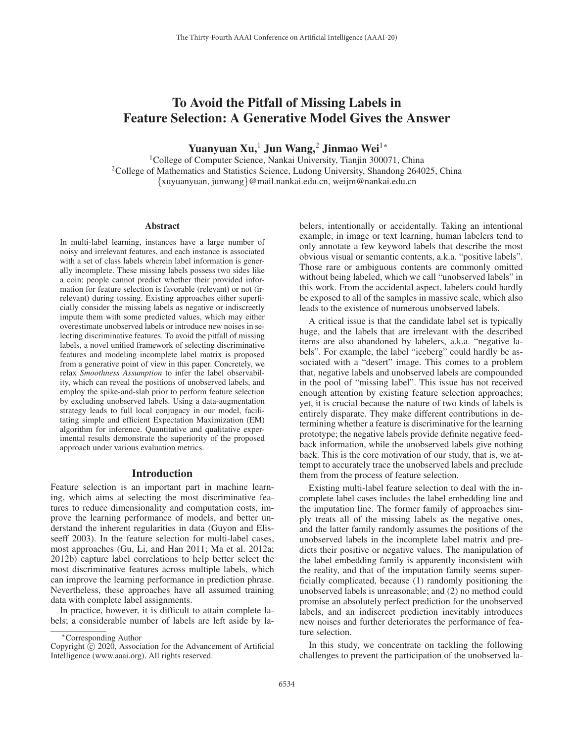# To Avoid the Pitfall of Missing Labels in Feature Selection: A Generative Model Gives the Answer

**Yuanyuan Xu,[1] Jun Wang,[2] Jinmao Wei[1]***

[1]College of Computer Science, Nankai University, Tianjin 300071, China
[2]College of Mathematics and Statistics Science, Ludong University, Shandong 264025, China
{xuyuanyuan, junwang}@mail.nankai.edu.cn, weijm@nankai.edu.cn

## Abstract

In multi-label learning, instances have a large number of noisy and irrelevant features, and each instance is associated with a set of class labels wherein label information is generally incomplete. These missing labels possess two sides like a coin; people cannot predict whether their provided information for feature selection is favorable (relevant) or not (irrelevant) during tossing. Existing approaches either superficially consider the missing labels as negative or indiscreetly impute them with some predicted values, which may either overestimate unobserved labels or introduce new noises in selecting discriminative features. To avoid the pitfall of missing labels, a novel unified framework of selecting discriminative features and modeling incomplete label matrix is proposed from a generative point of view in this paper. Concretely, we relax *Smoothness Assumption* to infer the label observability, which can reveal the positions of unobserved labels, and employ the spike-and-slab prior to perform feature selection by excluding unobserved labels. Using a data-augmentation strategy leads to full local conjugacy in our model, facilitating simple and efficient Expectation Maximization (EM) algorithm for inference. Quantitative and qualitative experimental results demonstrate the superiority of the proposed approach under various evaluation metrics.

## Introduction

Feature selection is an important part in machine learning, which aims at selecting the most discriminative features to reduce dimensionality and computation costs, improve the learning performance of models, and better understand the inherent regularities in data (Guyon and Elisseeff 2003). In the feature selection for multi-label cases, most approaches (Gu, Li, and Han 2011; Ma et al. 2012a; 2012b) capture label correlations to help better select the most discriminative features across multiple labels, which can improve the learning performance in prediction phrase. Nevertheless, these approaches have all assumed training data with complete label assignments.

In practice, however, it is difficult to attain complete labels; a considerable number of labels are left aside by labelers, intentionally or accidentally. Taking an intentional example, in image or text learning, human labelers tend to only annotate a few keyword labels that describe the most obvious visual or semantic contents, a.k.a. "positive labels". Those rare or ambiguous contents are commonly omitted without being labeled, which we call "unobserved labels" in this work. From the accidental aspect, labelers could hardly be exposed to all of the samples in massive scale, which also leads to the existence of numerous unobserved labels.

A critical issue is that the candidate label set is typically huge, and the labels that are irrelevant with the described items are also abandoned by labelers, a.k.a. "negative labels". For example, the label "iceberg" could hardly be associated with a "desert" image. This comes to a problem that, negative labels and unobserved labels are compounded in the pool of "missing label". This issue has not received enough attention by existing feature selection approaches; yet, it is crucial because the nature of two kinds of labels is entirely disparate. They make different contributions in determining whether a feature is discriminative for the learning prototype; the negative labels provide definite negative feedback information, while the unobserved labels give nothing back. This is the core motivation of our study, that is, we attempt to accurately trace the unobserved labels and preclude them from the process of feature selection.

Existing multi-label feature selection to deal with the incomplete label cases includes the label embedding line and the imputation line. The former family of approaches simply treats all of the missing labels as the negative ones, and the latter family randomly assumes the positions of the unobserved labels in the incomplete label matrix and predicts their positive or negative values. The manipulation of the label embedding family is apparently inconsistent with the reality, and that of the imputation family seems superficially complicated, because (1) randomly positioning the unobserved labels is unreasonable; and (2) no method could promise an absolutely perfect prediction for the unobserved labels, and an indiscreet prediction inevitably introduces new noises and further deteriorates the performance of feature selection.

In this study, we concentrate on tackling the following challenges to prevent the participation of the unobserved la-

*Corresponding Author
Copyright © 2020, Association for the Advancement of Artificial Intelligence (www.aaai.org). All rights reserved.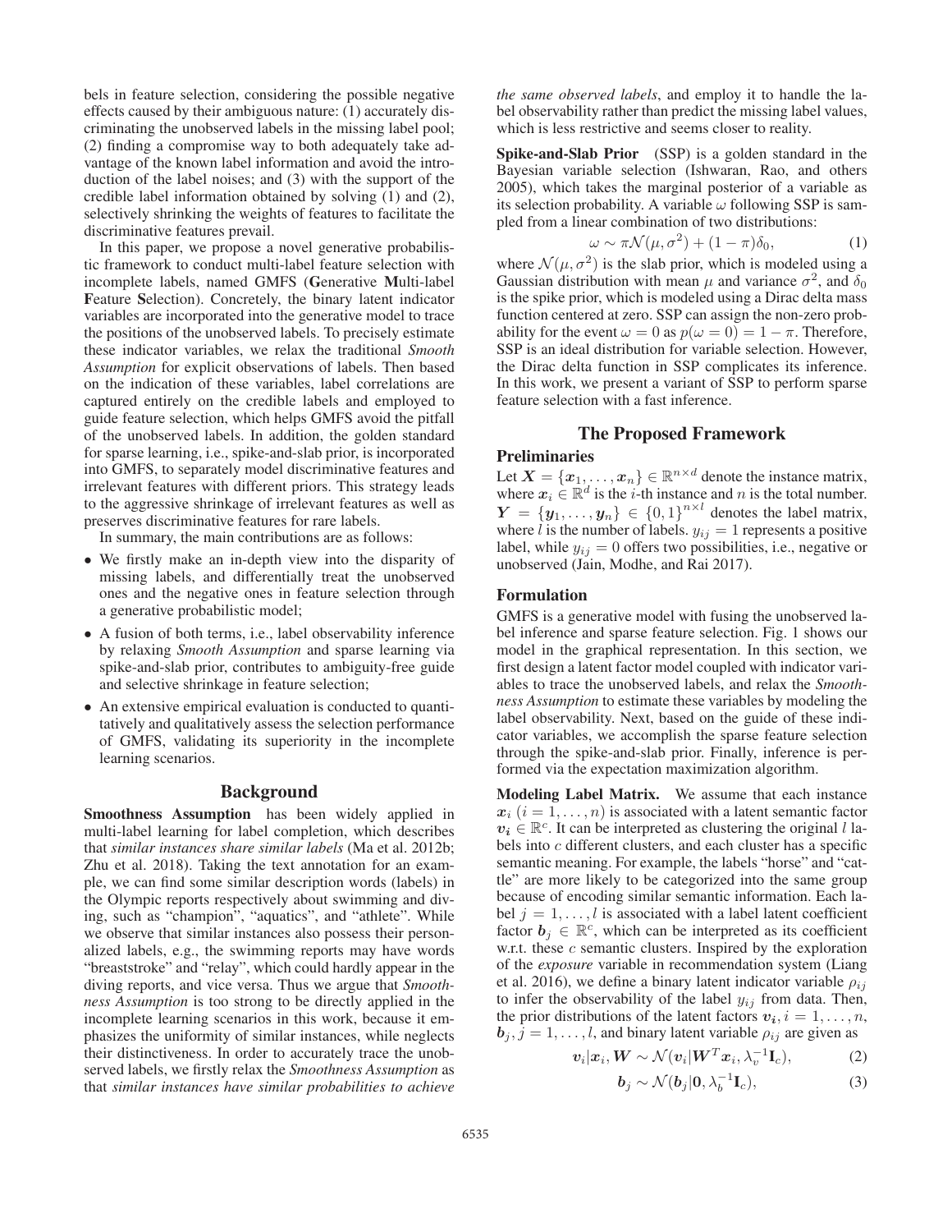bels in feature selection, considering the possible negative effects caused by their ambiguous nature: (1) accurately discriminating the unobserved labels in the missing label pool; (2) finding a compromise way to both adequately take advantage of the known label information and avoid the introduction of the label noises; and (3) with the support of the credible label information obtained by solving (1) and (2), selectively shrinking the weights of features to facilitate the discriminative features prevail.

In this paper, we propose a novel generative probabilistic framework to conduct multi-label feature selection with incomplete labels, named GMFS (**G**enerative **M**ulti-label **F**eature **S**election). Concretely, the binary latent indicator variables are incorporated into the generative model to trace the positions of the unobserved labels. To precisely estimate these indicator variables, we relax the traditional *Smooth Assumption* for explicit observations of labels. Then based on the indication of these variables, label correlations are captured entirely on the credible labels and employed to guide feature selection, which helps GMFS avoid the pitfall of the unobserved labels. In addition, the golden standard for sparse learning, i.e., spike-and-slab prior, is incorporated into GMFS, to separately model discriminative features and irrelevant features with different priors. This strategy leads to the aggressive shrinkage of irrelevant features as well as preserves discriminative features for rare labels.

In summary, the main contributions are as follows:

- We firstly make an in-depth view into the disparity of missing labels, and differentially treat the unobserved ones and the negative ones in feature selection through a generative probabilistic model;
- A fusion of both terms, i.e., label observability inference by relaxing *Smooth Assumption* and sparse learning via spike-and-slab prior, contributes to ambiguity-free guide and selective shrinkage in feature selection;
- An extensive empirical evaluation is conducted to quantitatively and qualitatively assess the selection performance of GMFS, validating its superiority in the incomplete learning scenarios.

## Background

**Smoothness Assumption** has been widely applied in multi-label learning for label completion, which describes that *similar instances share similar labels* (Ma et al. 2012b; Zhu et al. 2018). Taking the text annotation for an example, we can find some similar description words (labels) in the Olympic reports respectively about swimming and diving, such as "champion", "aquatics", and "athlete". While we observe that similar instances also possess their personalized labels, e.g., the swimming reports may have words "breaststroke" and "relay", which could hardly appear in the diving reports, and vice versa. Thus we argue that *Smoothness Assumption* is too strong to be directly applied in the incomplete learning scenarios in this work, because it emphasizes the uniformity of similar instances, while neglects their distinctiveness. In order to accurately trace the unobserved labels, we firstly relax the *Smoothness Assumption* as that *similar instances have similar probabilities to achieve the same observed labels*, and employ it to handle the label observability rather than predict the missing label values, which is less restrictive and seems closer to reality.

**Spike-and-Slab Prior** (SSP) is a golden standard in the Bayesian variable selection (Ishwaran, Rao, and others 2005), which takes the marginal posterior of a variable as its selection probability. A variable $\omega$ following SSP is sampled from a linear combination of two distributions:

$$\omega \sim \pi\mathcal{N}(\mu, \sigma^2) + (1-\pi)\delta_0, \tag{1}$$

where $\mathcal{N}(\mu, \sigma^2)$ is the slab prior, which is modeled using a Gaussian distribution with mean $\mu$ and variance $\sigma^2$, and $\delta_0$ is the spike prior, which is modeled using a Dirac delta mass function centered at zero. SSP can assign the non-zero probability for the event $\omega = 0$ as $p(\omega = 0) = 1 - \pi$. Therefore, SSP is an ideal distribution for variable selection. However, the Dirac delta function in SSP complicates its inference. In this work, we present a variant of SSP to perform sparse feature selection with a fast inference.

## The Proposed Framework

### Preliminaries

Let $\boldsymbol{X} = \{\boldsymbol{x}_1, \ldots, \boldsymbol{x}_n\} \in \mathbb{R}^{n\times d}$ denote the instance matrix, where $\boldsymbol{x}_i \in \mathbb{R}^d$ is the $i$-th instance and $n$ is the total number. $\boldsymbol{Y} = \{\boldsymbol{y}_1, \ldots, \boldsymbol{y}_n\} \in \{0,1\}^{n\times l}$ denotes the label matrix, where $l$ is the number of labels. $y_{ij} = 1$ represents a positive label, while $y_{ij} = 0$ offers two possibilities, i.e., negative or unobserved (Jain, Modhe, and Rai 2017).

### Formulation

GMFS is a generative model with fusing the unobserved label inference and sparse feature selection. Fig. 1 shows our model in the graphical representation. In this section, we first design a latent factor model coupled with indicator variables to trace the unobserved labels, and relax the *Smoothness Assumption* to estimate these variables by modeling the label observability. Next, based on the guide of these indicator variables, we accomplish the sparse feature selection through the spike-and-slab prior. Finally, inference is performed via the expectation maximization algorithm.

**Modeling Label Matrix.** We assume that each instance $\boldsymbol{x}_i$ $(i = 1, \ldots, n)$ is associated with a latent semantic factor $\boldsymbol{v_i} \in \mathbb{R}^c$. It can be interpreted as clustering the original $l$ labels into $c$ different clusters, and each cluster has a specific semantic meaning. For example, the labels "horse" and "cattle" are more likely to be categorized into the same group because of encoding similar semantic information. Each label $j = 1, \ldots, l$ is associated with a label latent coefficient factor $\boldsymbol{b}_j \in \mathbb{R}^c$, which can be interpreted as its coefficient w.r.t. these $c$ semantic clusters. Inspired by the exploration of the *exposure* variable in recommendation system (Liang et al. 2016), we define a binary latent indicator variable $\rho_{ij}$ to infer the observability of the label $y_{ij}$ from data. Then, the prior distributions of the latent factors $\boldsymbol{v_i}, i = 1, \ldots, n$, $\boldsymbol{b}_j, j = 1, \ldots, l$, and binary latent variable $\rho_{ij}$ are given as

$$\boldsymbol{v}_i|\boldsymbol{x}_i, \boldsymbol{W} \sim \mathcal{N}(\boldsymbol{v}_i|\boldsymbol{W}^T\boldsymbol{x}_i, \lambda_v^{-1}\mathbf{I}_c), \tag{2}$$

$$\boldsymbol{b}_j \sim \mathcal{N}(\boldsymbol{b}_j|\mathbf{0}, \lambda_b^{-1}\mathbf{I}_c), \tag{3}$$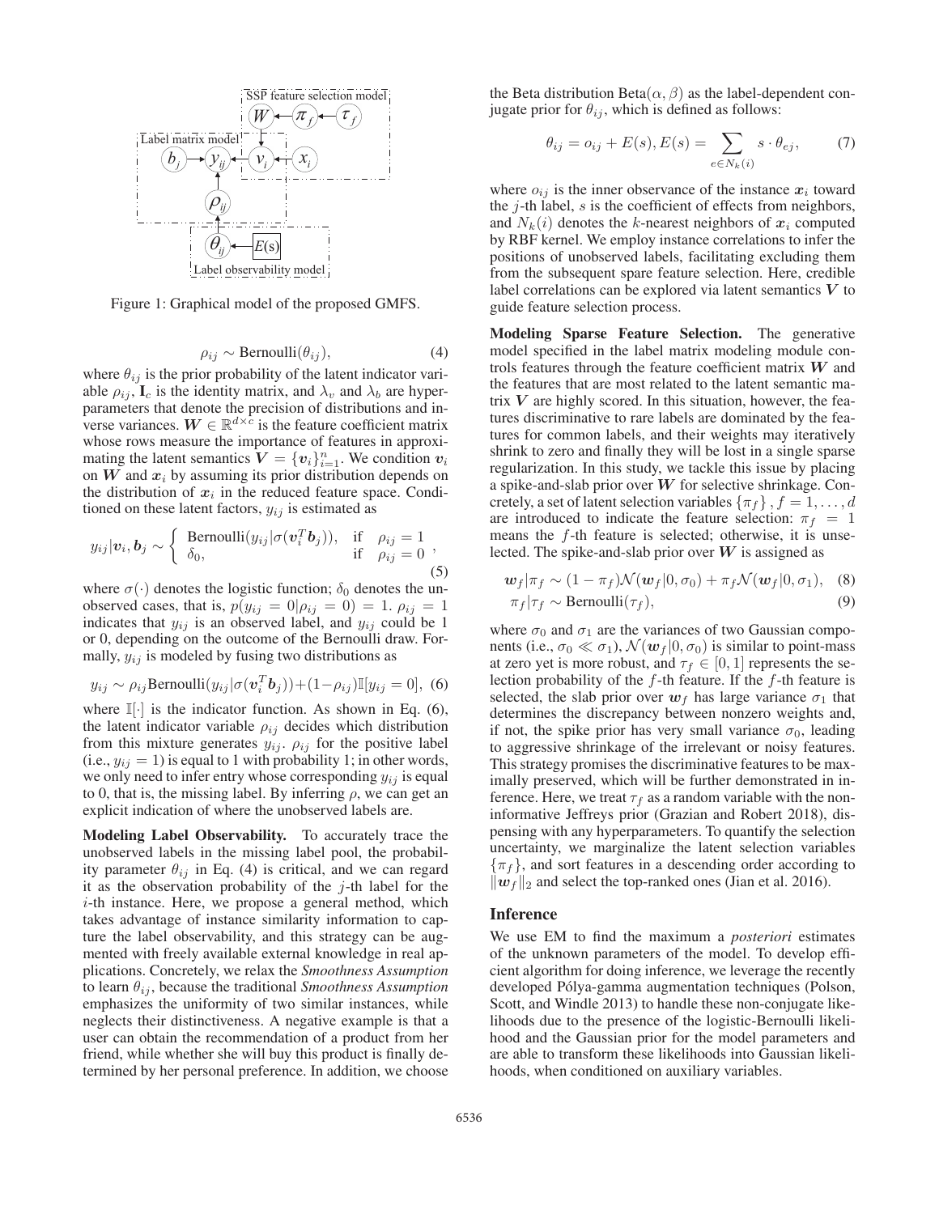Figure 1: Graphical model of the proposed GMFS.

$$\rho_{ij} \sim \text{Bernoulli}(\theta_{ij}), \tag{4}$$

where $\theta_{ij}$ is the prior probability of the latent indicator variable $\rho_{ij}$, $\mathbf{I}_c$ is the identity matrix, and $\lambda_v$ and $\lambda_b$ are hyperparameters that denote the precision of distributions and inverse variances. $\boldsymbol{W} \in \mathbb{R}^{d \times c}$ is the feature coefficient matrix whose rows measure the importance of features in approximating the latent semantics $\boldsymbol{V} = \{\boldsymbol{v}_i\}_{i=1}^n$. We condition $\boldsymbol{v}_i$ on $\boldsymbol{W}$ and $\boldsymbol{x}_i$ by assuming its prior distribution depends on the distribution of $\boldsymbol{x}_i$ in the reduced feature space. Conditioned on these latent factors, $y_{ij}$ is estimated as

$$y_{ij}|\boldsymbol{v}_i, \boldsymbol{b}_j \sim \begin{cases} \text{Bernoulli}(y_{ij}|\sigma(\boldsymbol{v}_i^T \boldsymbol{b}_j)), & \text{if} \quad \rho_{ij} = 1 \\ \delta_0, & \text{if} \quad \rho_{ij} = 0 \end{cases}, \tag{5}$$

where $\sigma(\cdot)$ denotes the logistic function; $\delta_0$ denotes the unobserved cases, that is, $p(y_{ij} = 0|\rho_{ij} = 0) = 1$. $\rho_{ij} = 1$ indicates that $y_{ij}$ is an observed label, and $y_{ij}$ could be 1 or 0, depending on the outcome of the Bernoulli draw. Formally, $y_{ij}$ is modeled by fusing two distributions as

$$y_{ij} \sim \rho_{ij}\text{Bernoulli}(y_{ij}|\sigma(\boldsymbol{v}_i^T \boldsymbol{b}_j)) + (1-\rho_{ij})\mathbb{I}[y_{ij} = 0], \tag{6}$$

where $\mathbb{I}[\cdot]$ is the indicator function. As shown in Eq. (6), the latent indicator variable $\rho_{ij}$ decides which distribution from this mixture generates $y_{ij}$. $\rho_{ij}$ for the positive label (i.e., $y_{ij} = 1$) is equal to 1 with probability 1; in other words, we only need to infer entry whose corresponding $y_{ij}$ is equal to 0, that is, the missing label. By inferring $\rho$, we can get an explicit indication of where the unobserved labels are.

**Modeling Label Observability.** To accurately trace the unobserved labels in the missing label pool, the probability parameter $\theta_{ij}$ in Eq. (4) is critical, and we can regard it as the observation probability of the $j$-th label for the $i$-th instance. Here, we propose a general method, which takes advantage of instance similarity information to capture the label observability, and this strategy can be augmented with freely available external knowledge in real applications. Concretely, we relax the *Smoothness Assumption* to learn $\theta_{ij}$, because the traditional *Smoothness Assumption* emphasizes the uniformity of two similar instances, while neglects their distinctiveness. A negative example is that a user can obtain the recommendation of a product from her friend, while whether she will buy this product is finally determined by her personal preference. In addition, we choose the Beta distribution Beta$(\alpha, \beta)$ as the label-dependent conjugate prior for $\theta_{ij}$, which is defined as follows:

$$\theta_{ij} = o_{ij} + E(s), E(s) = \sum_{e \in N_k(i)} s \cdot \theta_{ej}, \tag{7}$$

where $o_{ij}$ is the inner observance of the instance $\boldsymbol{x}_i$ toward the $j$-th label, $s$ is the coefficient of effects from neighbors, and $N_k(i)$ denotes the $k$-nearest neighbors of $\boldsymbol{x}_i$ computed by RBF kernel. We employ instance correlations to infer the positions of unobserved labels, facilitating excluding them from the subsequent spare feature selection. Here, credible label correlations can be explored via latent semantics $\boldsymbol{V}$ to guide feature selection process.

**Modeling Sparse Feature Selection.** The generative model specified in the label matrix modeling module controls features through the feature coefficient matrix $\boldsymbol{W}$ and the features that are most related to the latent semantic matrix $\boldsymbol{V}$ are highly scored. In this situation, however, the features discriminative to rare labels are dominated by the features for common labels, and their weights may iteratively shrink to zero and finally they will be lost in a single sparse regularization. In this study, we tackle this issue by placing a spike-and-slab prior over $\boldsymbol{W}$ for selective shrinkage. Concretely, a set of latent selection variables $\{\pi_f\}, f = 1, \ldots, d$ are introduced to indicate the feature selection: $\pi_f = 1$ means the $f$-th feature is selected; otherwise, it is unselected. The spike-and-slab prior over $\boldsymbol{W}$ is assigned as

$$\boldsymbol{w}_f|\pi_f \sim (1 - \pi_f)\mathcal{N}(\boldsymbol{w}_f|0, \sigma_0) + \pi_f \mathcal{N}(\boldsymbol{w}_f|0, \sigma_1), \tag{8}$$

$$\pi_f|\tau_f \sim \text{Bernoulli}(\tau_f), \tag{9}$$

where $\sigma_0$ and $\sigma_1$ are the variances of two Gaussian components (i.e., $\sigma_0 \ll \sigma_1$), $\mathcal{N}(\boldsymbol{w}_f|0, \sigma_0)$ is similar to point-mass at zero yet is more robust, and $\tau_f \in [0, 1]$ represents the selection probability of the $f$-th feature. If the $f$-th feature is selected, the slab prior over $\boldsymbol{w}_f$ has large variance $\sigma_1$ that determines the discrepancy between nonzero weights and, if not, the spike prior has very small variance $\sigma_0$, leading to aggressive shrinkage of the irrelevant or noisy features. This strategy promises the discriminative features to be maximally preserved, which will be further demonstrated in inference. Here, we treat $\tau_f$ as a random variable with the noninformative Jeffreys prior (Grazian and Robert 2018), dispensing with any hyperparameters. To quantify the selection uncertainty, we marginalize the latent selection variables $\{\pi_f\}$, and sort features in a descending order according to $\|\boldsymbol{w}_f\|_2$ and select the top-ranked ones (Jian et al. 2016).

## Inference

We use EM to find the maximum a *posteriori* estimates of the unknown parameters of the model. To develop efficient algorithm for doing inference, we leverage the recently developed Pólya-gamma augmentation techniques (Polson, Scott, and Windle 2013) to handle these non-conjugate likelihoods due to the presence of the logistic-Bernoulli likelihood and the Gaussian prior for the model parameters and are able to transform these likelihoods into Gaussian likelihoods, when conditioned on auxiliary variables.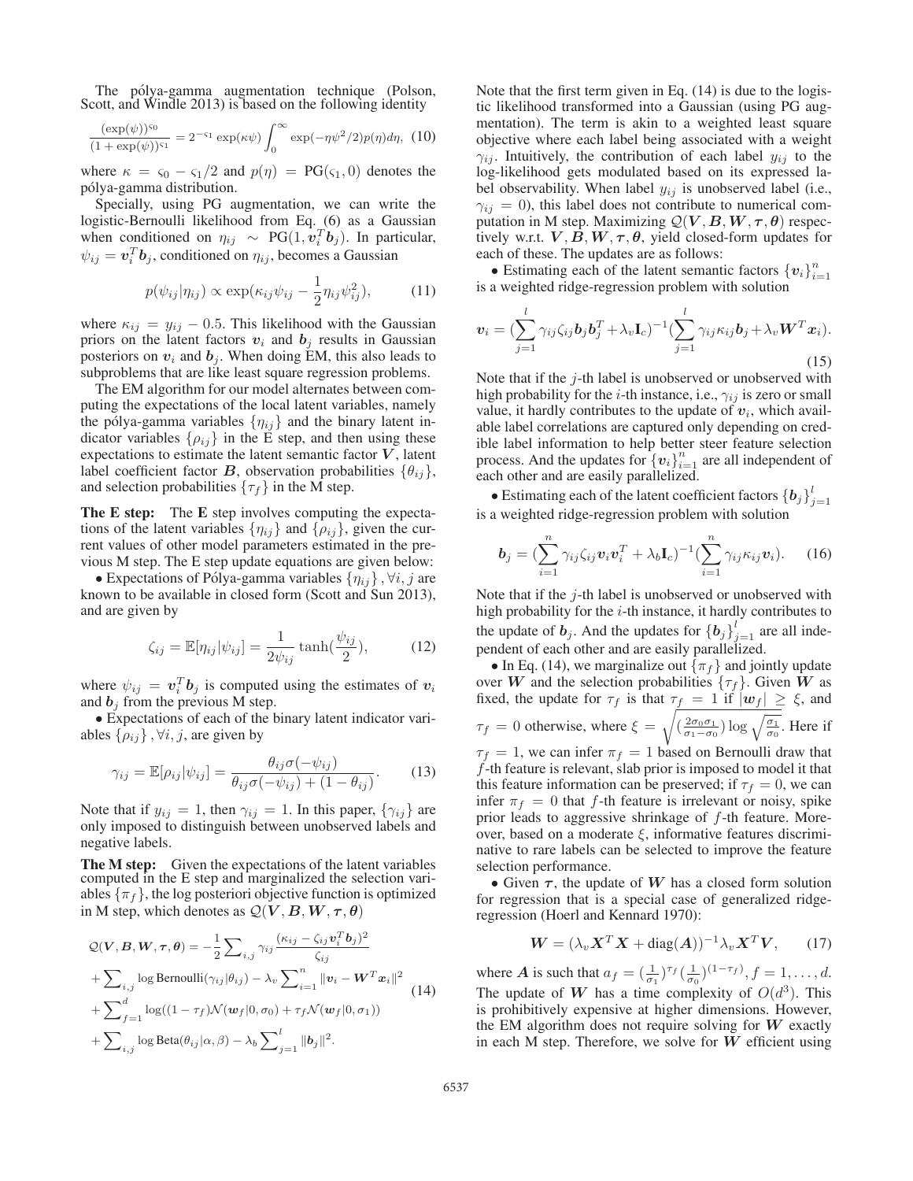The pólya-gamma augmentation technique (Polson, Scott, and Windle 2013) is based on the following identity

$$\frac{(\exp(\psi))^{\varsigma_0}}{(1+\exp(\psi))^{\varsigma_1}} = 2^{-\varsigma_1}\exp(\kappa\psi)\int_0^\infty \exp(-\eta\psi^2/2)p(\eta)d\eta, \quad (10)$$

where $\kappa = \varsigma_0 - \varsigma_1/2$ and $p(\eta) = \text{PG}(\varsigma_1, 0)$ denotes the pólya-gamma distribution.

Specially, using PG augmentation, we can write the logistic-Bernoulli likelihood from Eq. (6) as a Gaussian when conditioned on $\eta_{ij} \sim \text{PG}(1, \boldsymbol{v}_i^T\boldsymbol{b}_j)$. In particular, $\psi_{ij} = \boldsymbol{v}_i^T\boldsymbol{b}_j$, conditioned on $\eta_{ij}$, becomes a Gaussian

$$p(\psi_{ij}|\eta_{ij}) \propto \exp(\kappa_{ij}\psi_{ij} - \frac{1}{2}\eta_{ij}\psi_{ij}^2), \quad (11)$$

where $\kappa_{ij} = y_{ij} - 0.5$. This likelihood with the Gaussian priors on the latent factors $\boldsymbol{v}_i$ and $\boldsymbol{b}_j$ results in Gaussian posteriors on $\boldsymbol{v}_i$ and $\boldsymbol{b}_j$. When doing EM, this also leads to subproblems that are like least square regression problems.

The EM algorithm for our model alternates between computing the expectations of the local latent variables, namely the pólya-gamma variables $\{\eta_{ij}\}$ and the binary latent indicator variables $\{\rho_{ij}\}$ in the E step, and then using these expectations to estimate the latent semantic factor $\boldsymbol{V}$, latent label coefficient factor $\boldsymbol{B}$, observation probabilities $\{\theta_{ij}\}$, and selection probabilities $\{\tau_f\}$ in the M step.

**The E step:** The **E** step involves computing the expectations of the latent variables $\{\eta_{ij}\}$ and $\{\rho_{ij}\}$, given the current values of other model parameters estimated in the previous M step. The E step update equations are given below:

• Expectations of Pólya-gamma variables $\{\eta_{ij}\}, \forall i, j$ are known to be available in closed form (Scott and Sun 2013), and are given by

$$\zeta_{ij} = \mathbb{E}[\eta_{ij}|\psi_{ij}] = \frac{1}{2\psi_{ij}}\tanh(\frac{\psi_{ij}}{2}), \quad (12)$$

where $\psi_{ij} = \boldsymbol{v}_i^T\boldsymbol{b}_j$ is computed using the estimates of $\boldsymbol{v}_i$ and $\boldsymbol{b}_j$ from the previous M step.

• Expectations of each of the binary latent indicator variables $\{\rho_{ij}\}, \forall i, j$, are given by

$$\gamma_{ij} = \mathbb{E}[\rho_{ij}|\psi_{ij}] = \frac{\theta_{ij}\sigma(-\psi_{ij})}{\theta_{ij}\sigma(-\psi_{ij}) + (1-\theta_{ij})}. \quad (13)$$

Note that if $y_{ij} = 1$, then $\gamma_{ij} = 1$. In this paper, $\{\gamma_{ij}\}$ are only imposed to distinguish between unobserved labels and negative labels.

**The M step:** Given the expectations of the latent variables computed in the E step and marginalized the selection variables $\{\pi_f\}$, the log posteriori objective function is optimized in M step, which denotes as $\mathcal{Q}(\boldsymbol{V}, \boldsymbol{B}, \boldsymbol{W}, \boldsymbol{\tau}, \boldsymbol{\theta})$

$$\begin{aligned}\mathcal{Q}(\boldsymbol{V}, \boldsymbol{B}, \boldsymbol{W}, \boldsymbol{\tau}, \boldsymbol{\theta}) &= -\frac{1}{2}\sum_{i,j}\gamma_{ij}\frac{(\kappa_{ij} - \zeta_{ij}\boldsymbol{v}_i^T\boldsymbol{b}_j)^2}{\zeta_{ij}} \\ &+ \sum_{i,j}\log\text{Bernoulli}(\gamma_{ij}|\theta_{ij}) - \lambda_v\sum_{i=1}^n\|\boldsymbol{v}_i - \boldsymbol{W}^T\boldsymbol{x}_i\|^2 \\ &+ \sum_{f=1}^d\log((1-\tau_f)\mathcal{N}(\boldsymbol{w}_f|0, \sigma_0) + \tau_f\mathcal{N}(\boldsymbol{w}_f|0, \sigma_1)) \\ &+ \sum_{i,j}\log\text{Beta}(\theta_{ij}|\alpha, \beta) - \lambda_b\sum_{j=1}^l\|\boldsymbol{b}_j\|^2.\end{aligned} \quad (14)$$

Note that the first term given in Eq. (14) is due to the logistic likelihood transformed into a Gaussian (using PG augmentation). The term is akin to a weighted least square objective where each label being associated with a weight $\gamma_{ij}$. Intuitively, the contribution of each label $y_{ij}$ to the log-likelihood gets modulated based on its expressed label observability. When label $y_{ij}$ is unobserved label (i.e., $\gamma_{ij} = 0$), this label does not contribute to numerical computation in M step. Maximizing $\mathcal{Q}(\boldsymbol{V}, \boldsymbol{B}, \boldsymbol{W}, \boldsymbol{\tau}, \boldsymbol{\theta})$ respectively w.r.t. $\boldsymbol{V}, \boldsymbol{B}, \boldsymbol{W}, \boldsymbol{\tau}, \boldsymbol{\theta}$, yield closed-form updates for each of these. The updates are as follows:

• Estimating each of the latent semantic factors $\{\boldsymbol{v}_i\}_{i=1}^n$ is a weighted ridge-regression problem with solution

$$\boldsymbol{v}_i = (\sum_{j=1}^l\gamma_{ij}\zeta_{ij}\boldsymbol{b}_j\boldsymbol{b}_j^T + \lambda_v\mathbf{I}_c)^{-1}(\sum_{j=1}^l\gamma_{ij}\kappa_{ij}\boldsymbol{b}_j + \lambda_v\boldsymbol{W}^T\boldsymbol{x}_i). \quad (15)$$

Note that if the $j$-th label is unobserved or unobserved with high probability for the $i$-th instance, i.e., $\gamma_{ij}$ is zero or small value, it hardly contributes to the update of $\boldsymbol{v}_i$, which available label correlations are captured only depending on credible label information to help better steer feature selection process. And the updates for $\{\boldsymbol{v}_i\}_{i=1}^n$ are all independent of each other and are easily parallelized.

• Estimating each of the latent coefficient factors $\{\boldsymbol{b}_j\}_{j=1}^l$ is a weighted ridge-regression problem with solution

$$\boldsymbol{b}_j = (\sum_{i=1}^n\gamma_{ij}\zeta_{ij}\boldsymbol{v}_i\boldsymbol{v}_i^T + \lambda_b\mathbf{I}_c)^{-1}(\sum_{i=1}^n\gamma_{ij}\kappa_{ij}\boldsymbol{v}_i). \quad (16)$$

Note that if the $j$-th label is unobserved or unobserved with high probability for the $i$-th instance, it hardly contributes to the update of $\boldsymbol{b}_j$. And the updates for $\{\boldsymbol{b}_j\}_{j=1}^l$ are all independent of each other and are easily parallelized.

• In Eq. (14), we marginalize out $\{\pi_f\}$ and jointly update over $\boldsymbol{W}$ and the selection probabilities $\{\tau_f\}$. Given $\boldsymbol{W}$ as fixed, the update for $\tau_f$ is that $\tau_f = 1$ if $|\boldsymbol{w}_f| \geq \xi$, and $\tau_f = 0$ otherwise, where $\xi = \sqrt{(\frac{2\sigma_0\sigma_1}{\sigma_1 - \sigma_0})\log\sqrt{\frac{\sigma_1}{\sigma_0}}}$. Here if $\tau_f = 1$, we can infer $\pi_f = 1$ based on Bernoulli draw that $f$-th feature is relevant, slab prior is imposed to model it that this feature information can be preserved; if $\tau_f = 0$, we can infer $\pi_f = 0$ that $f$-th feature is irrelevant or noisy, spike prior leads to aggressive shrinkage of $f$-th feature. Moreover, based on a moderate $\xi$, informative features discriminative to rare labels can be selected to improve the feature selection performance.

• Given $\boldsymbol{\tau}$, the update of $\boldsymbol{W}$ has a closed form solution for regression that is a special case of generalized ridge-regression (Hoerl and Kennard 1970):

$$\boldsymbol{W} = (\lambda_v\boldsymbol{X}^T\boldsymbol{X} + \text{diag}(\boldsymbol{A}))^{-1}\lambda_v\boldsymbol{X}^T\boldsymbol{V}, \quad (17)$$

where $\boldsymbol{A}$ is such that $a_f = (\frac{1}{\sigma_1})^{\tau_f}(\frac{1}{\sigma_0})^{(1-\tau_f)}, f = 1, \ldots, d$. The update of $\boldsymbol{W}$ has a time complexity of $O(d^3)$. This is prohibitively expensive at higher dimensions. However, the EM algorithm does not require solving for $\boldsymbol{W}$ exactly in each M step. Therefore, we solve for $\boldsymbol{W}$ efficient using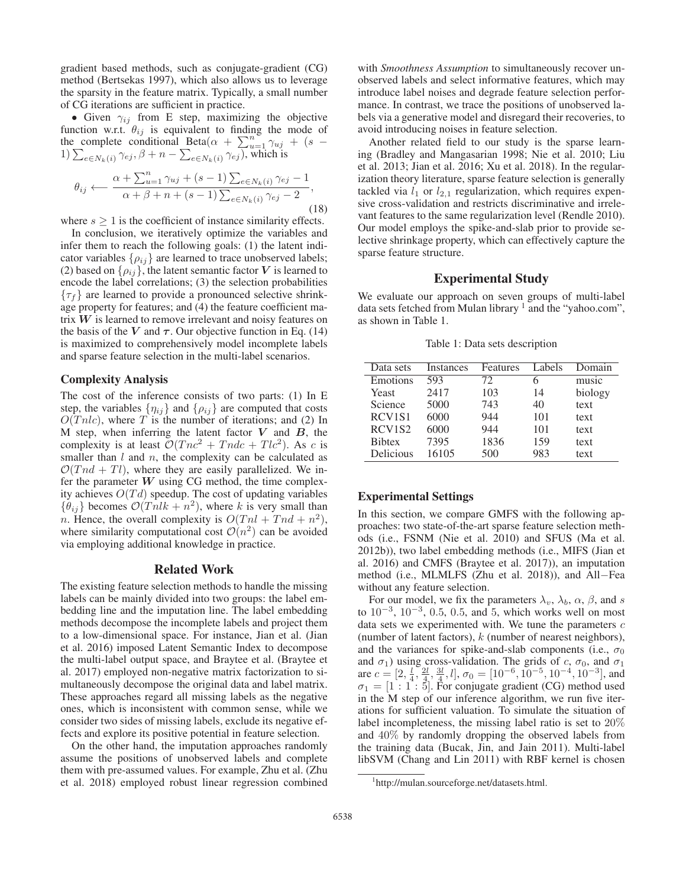gradient based methods, such as conjugate-gradient (CG) method (Bertsekas 1997), which also allows us to leverage the sparsity in the feature matrix. Typically, a small number of CG iterations are sufficient in practice.

• Given $\gamma_{ij}$ from E step, maximizing the objective function w.r.t. $\theta_{ij}$ is equivalent to finding the mode of the complete conditional Beta$(\alpha + \sum_{u=1}^{n} \gamma_{uj} + (s-1)\sum_{e \in N_k(i)} \gamma_{ej}, \beta + n - \sum_{e \in N_k(i)} \gamma_{ej})$, which is

$$\theta_{ij} \longleftarrow \frac{\alpha + \sum_{u=1}^{n} \gamma_{uj} + (s-1)\sum_{e \in N_k(i)} \gamma_{ej} - 1}{\alpha + \beta + n + (s-1)\sum_{e \in N_k(i)} \gamma_{ej} - 2}, \tag{18}$$

where $s \geq 1$ is the coefficient of instance similarity effects.

In conclusion, we iteratively optimize the variables and infer them to reach the following goals: (1) the latent indicator variables $\{\rho_{ij}\}$ are learned to trace unobserved labels; (2) based on $\{\rho_{ij}\}$, the latent semantic factor $\boldsymbol{V}$ is learned to encode the label correlations; (3) the selection probabilities $\{\tau_f\}$ are learned to provide a pronounced selective shrinkage property for features; and (4) the feature coefficient matrix $\boldsymbol{W}$ is learned to remove irrelevant and noisy features on the basis of the $\boldsymbol{V}$ and $\boldsymbol{\tau}$. Our objective function in Eq. (14) is maximized to comprehensively model incomplete labels and sparse feature selection in the multi-label scenarios.

### Complexity Analysis

The cost of the inference consists of two parts: (1) In E step, the variables $\{\eta_{ij}\}$ and $\{\rho_{ij}\}$ are computed that costs $O(Tnlc)$, where $T$ is the number of iterations; and (2) In M step, when inferring the latent factor $\boldsymbol{V}$ and $\boldsymbol{B}$, the complexity is at least $\mathcal{O}(Tnc^2 + Tndc + Tlc^2)$. As $c$ is smaller than $l$ and $n$, the complexity can be calculated as $\mathcal{O}(Tnd + Tl)$, where they are easily parallelized. We infer the parameter $\boldsymbol{W}$ using CG method, the time complexity achieves $O(Td)$ speedup. The cost of updating variables $\{\theta_{ij}\}$ becomes $\mathcal{O}(Tnlk + n^2)$, where $k$ is very small than $n$. Hence, the overall complexity is $O(Tnl + Tnd + n^2)$, where similarity computational cost $\mathcal{O}(n^2)$ can be avoided via employing additional knowledge in practice.

## Related Work

The existing feature selection methods to handle the missing labels can be mainly divided into two groups: the label embedding line and the imputation line. The label embedding methods decompose the incomplete labels and project them to a low-dimensional space. For instance, Jian et al. (Jian et al. 2016) imposed Latent Semantic Index to decompose the multi-label output space, and Braytee et al. (Braytee et al. 2017) employed non-negative matrix factorization to simultaneously decompose the original data and label matrix. These approaches regard all missing labels as the negative ones, which is inconsistent with common sense, while we consider two sides of missing labels, exclude its negative effects and explore its positive potential in feature selection.

On the other hand, the imputation approaches randomly assume the positions of unobserved labels and complete them with pre-assumed values. For example, Zhu et al. (Zhu et al. 2018) employed robust linear regression combined with *Smoothness Assumption* to simultaneously recover unobserved labels and select informative features, which may introduce label noises and degrade feature selection performance. In contrast, we trace the positions of unobserved labels via a generative model and disregard their recoveries, to avoid introducing noises in feature selection.

Another related field to our study is the sparse learning (Bradley and Mangasarian 1998; Nie et al. 2010; Liu et al. 2013; Jian et al. 2016; Xu et al. 2018). In the regularization theory literature, sparse feature selection is generally tackled via $l_1$ or $l_{2,1}$ regularization, which requires expensive cross-validation and restricts discriminative and irrelevant features to the same regularization level (Rendle 2010). Our model employs the spike-and-slab prior to provide selective shrinkage property, which can effectively capture the sparse feature structure.

## Experimental Study

We evaluate our approach on seven groups of multi-label data sets fetched from Mulan library [1] and the "yahoo.com", as shown in Table 1.

Table 1: Data sets description

| Data sets | Instances | Features | Labels | Domain |
|---|---|---|---|---|
| Emotions | 593 | 72 | 6 | music |
| Yeast | 2417 | 103 | 14 | biology |
| Science | 5000 | 743 | 40 | text |
| RCV1S1 | 6000 | 944 | 101 | text |
| RCV1S2 | 6000 | 944 | 101 | text |
| Bibtex | 7395 | 1836 | 159 | text |
| Delicious | 16105 | 500 | 983 | text |

### Experimental Settings

In this section, we compare GMFS with the following approaches: two state-of-the-art sparse feature selection methods (i.e., FSNM (Nie et al. 2010) and SFUS (Ma et al. 2012b)), two label embedding methods (i.e., MIFS (Jian et al. 2016) and CMFS (Braytee et al. 2017)), an imputation method (i.e., MLMLFS (Zhu et al. 2018)), and All−Fea without any feature selection.

For our model, we fix the parameters $\lambda_v$, $\lambda_b$, $\alpha$, $\beta$, and $s$ to $10^{-3}$, $10^{-3}$, 0.5, 0.5, and 5, which works well on most data sets we experimented with. We tune the parameters $c$ (number of latent factors), $k$ (number of nearest neighbors), and the variances for spike-and-slab components (i.e., $\sigma_0$ and $\sigma_1$) using cross-validation. The grids of $c$, $\sigma_0$, and $\sigma_1$ are $c = [2, \frac{l}{4}, \frac{2l}{4}, \frac{3l}{4}, l]$, $\sigma_0 = [10^{-6}, 10^{-5}, 10^{-4}, 10^{-3}]$, and $\sigma_1 = [1:1:5]$. For conjugate gradient (CG) method used in the M step of our inference algorithm, we run five iterations for sufficient valuation. To simulate the situation of label incompleteness, the missing label ratio is set to 20% and 40% by randomly dropping the observed labels from the training data (Bucak, Jin, and Jain 2011). Multi-label libSVM (Chang and Lin 2011) with RBF kernel is chosen

[1] http://mulan.sourceforge.net/datasets.html.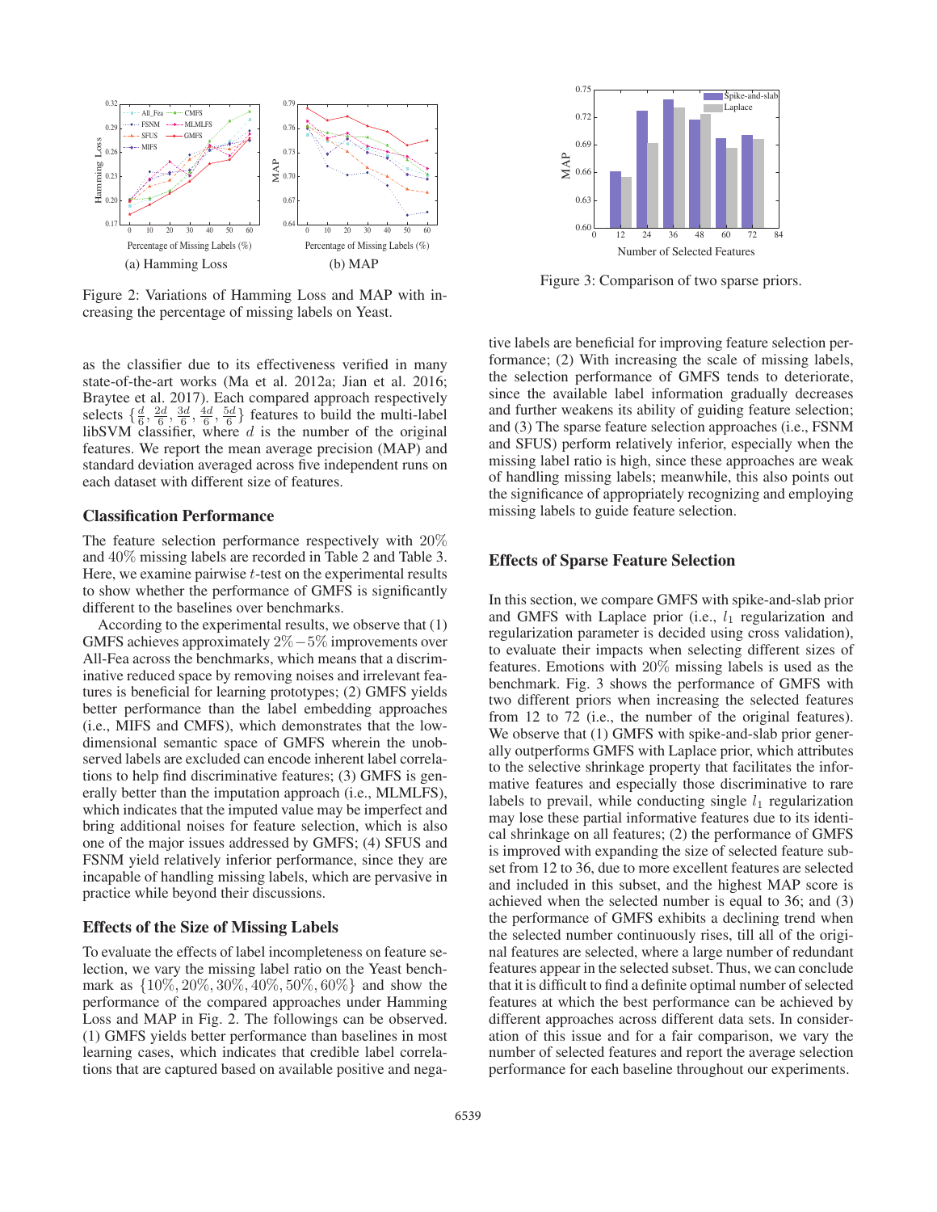Figure 2: Variations of Hamming Loss and MAP with increasing the percentage of missing labels on Yeast.

Figure 3: Comparison of two sparse priors.

as the classifier due to its effectiveness verified in many state-of-the-art works (Ma et al. 2012a; Jian et al. 2016; Braytee et al. 2017). Each compared approach respectively selects $\{\frac{d}{6}, \frac{2d}{6}, \frac{3d}{6}, \frac{4d}{6}, \frac{5d}{6}\}$ features to build the multi-label libSVM classifier, where $d$ is the number of the original features. We report the mean average precision (MAP) and standard deviation averaged across five independent runs on each dataset with different size of features.

## Classification Performance

The feature selection performance respectively with $20\%$ and $40\%$ missing labels are recorded in Table 2 and Table 3. Here, we examine pairwise $t$-test on the experimental results to show whether the performance of GMFS is significantly different to the baselines over benchmarks.

According to the experimental results, we observe that (1) GMFS achieves approximately $2\%-5\%$ improvements over All-Fea across the benchmarks, which means that a discriminative reduced space by removing noises and irrelevant features is beneficial for learning prototypes; (2) GMFS yields better performance than the label embedding approaches (i.e., MIFS and CMFS), which demonstrates that the low-dimensional semantic space of GMFS wherein the unobserved labels are excluded can encode inherent label correlations to help find discriminative features; (3) GMFS is generally better than the imputation approach (i.e., MLMLFS), which indicates that the imputed value may be imperfect and bring additional noises for feature selection, which is also one of the major issues addressed by GMFS; (4) SFUS and FSNM yield relatively inferior performance, since they are incapable of handling missing labels, which are pervasive in practice while beyond their discussions.

## Effects of the Size of Missing Labels

To evaluate the effects of label incompleteness on feature selection, we vary the missing label ratio on the Yeast benchmark as $\{10\%, 20\%, 30\%, 40\%, 50\%, 60\%\}$ and show the performance of the compared approaches under Hamming Loss and MAP in Fig. 2. The followings can be observed. (1) GMFS yields better performance than baselines in most learning cases, which indicates that credible label correlations that are captured based on available positive and negative labels are beneficial for improving feature selection performance; (2) With increasing the scale of missing labels, the selection performance of GMFS tends to deteriorate, since the available label information gradually decreases and further weakens its ability of guiding feature selection; and (3) The sparse feature selection approaches (i.e., FSNM and SFUS) perform relatively inferior, especially when the missing label ratio is high, since these approaches are weak of handling missing labels; meanwhile, this also points out the significance of appropriately recognizing and employing missing labels to guide feature selection.

## Effects of Sparse Feature Selection

In this section, we compare GMFS with spike-and-slab prior and GMFS with Laplace prior (i.e., $l_1$ regularization and regularization parameter is decided using cross validation), to evaluate their impacts when selecting different sizes of features. Emotions with $20\%$ missing labels is used as the benchmark. Fig. 3 shows the performance of GMFS with two different priors when increasing the selected features from 12 to 72 (i.e., the number of the original features). We observe that (1) GMFS with spike-and-slab prior generally outperforms GMFS with Laplace prior, which attributes to the selective shrinkage property that facilitates the informative features and especially those discriminative to rare labels to prevail, while conducting single $l_1$ regularization may lose these partial informative features due to its identical shrinkage on all features; (2) the performance of GMFS is improved with expanding the size of selected feature subset from 12 to 36, due to more excellent features are selected and included in this subset, and the highest MAP score is achieved when the selected number is equal to 36; and (3) the performance of GMFS exhibits a declining trend when the selected number continuously rises, till all of the original features are selected, where a large number of redundant features appear in the selected subset. Thus, we can conclude that it is difficult to find a definite optimal number of selected features at which the best performance can be achieved by different approaches across different data sets. In consideration of this issue and for a fair comparison, we vary the number of selected features and report the average selection performance for each baseline throughout our experiments.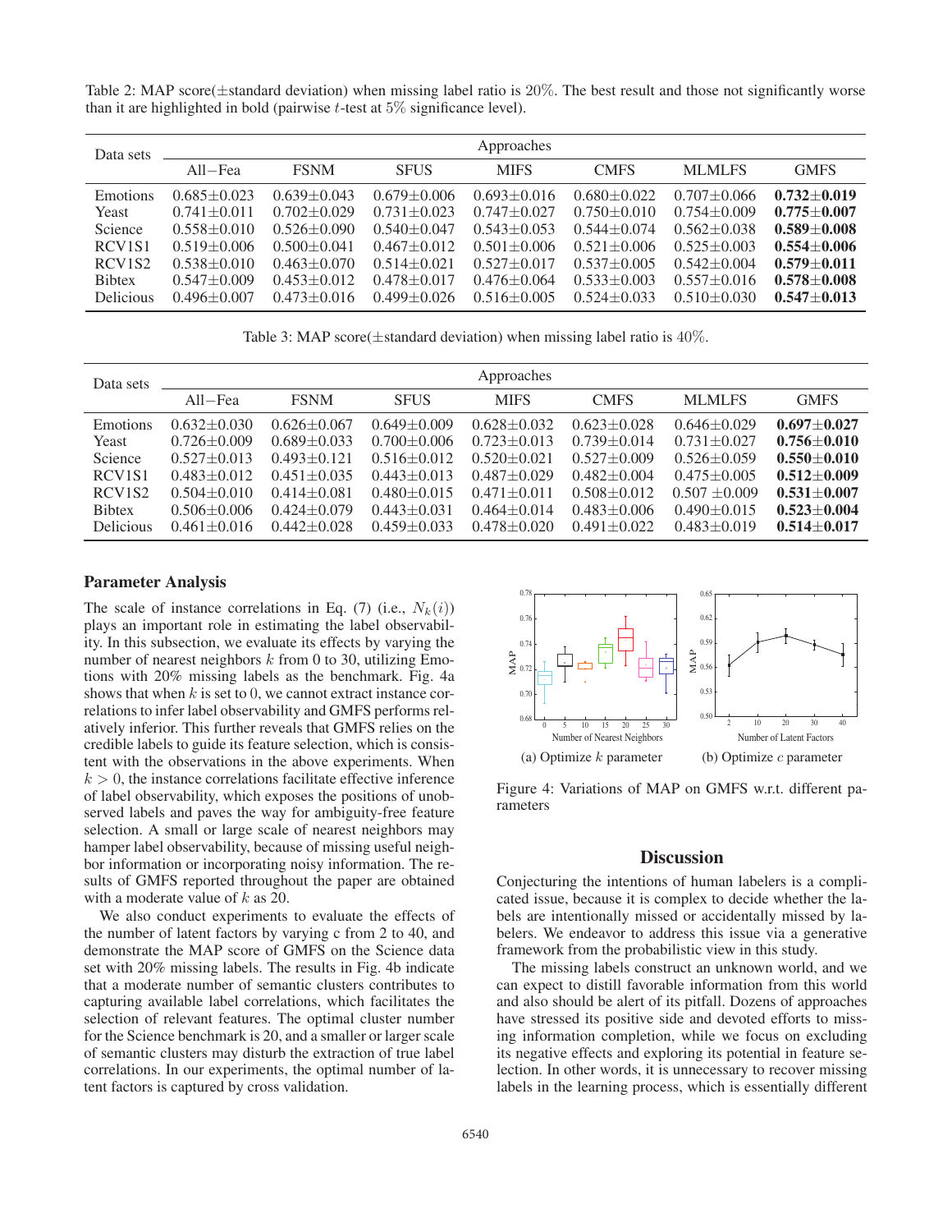Table 2: MAP score(±standard deviation) when missing label ratio is 20%. The best result and those not significantly worse than it are highlighted in bold (pairwise $t$-test at 5% significance level).

| Data sets | Approaches | | | | | | |
|---|---|---|---|---|---|---|---|
| | All−Fea | FSNM | SFUS | MIFS | CMFS | MLMLFS | GMFS |
| Emotions | 0.685±0.023 | 0.639±0.043 | 0.679±0.006 | 0.693±0.016 | 0.680±0.022 | 0.707±0.066 | **0.732±0.019** |
| Yeast | 0.741±0.011 | 0.702±0.029 | 0.731±0.023 | 0.747±0.027 | 0.750±0.010 | 0.754±0.009 | **0.775±0.007** |
| Science | 0.558±0.010 | 0.526±0.090 | 0.540±0.047 | 0.543±0.053 | 0.544±0.074 | 0.562±0.038 | **0.589±0.008** |
| RCV1S1 | 0.519±0.006 | 0.500±0.041 | 0.467±0.012 | 0.501±0.006 | 0.521±0.006 | 0.525±0.003 | **0.554±0.006** |
| RCV1S2 | 0.538±0.010 | 0.463±0.070 | 0.514±0.021 | 0.527±0.017 | 0.537±0.005 | 0.542±0.004 | **0.579±0.011** |
| Bibtex | 0.547±0.009 | 0.453±0.012 | 0.478±0.017 | 0.476±0.064 | 0.533±0.003 | 0.557±0.016 | **0.578±0.008** |
| Delicious | 0.496±0.007 | 0.473±0.016 | 0.499±0.026 | 0.516±0.005 | 0.524±0.033 | 0.510±0.030 | **0.547±0.013** |

Table 3: MAP score(±standard deviation) when missing label ratio is 40%.

| Data sets | Approaches | | | | | | |
|---|---|---|---|---|---|---|---|
| | All−Fea | FSNM | SFUS | MIFS | CMFS | MLMLFS | GMFS |
| Emotions | 0.632±0.030 | 0.626±0.067 | 0.649±0.009 | 0.628±0.032 | 0.623±0.028 | 0.646±0.029 | **0.697±0.027** |
| Yeast | 0.726±0.009 | 0.689±0.033 | 0.700±0.006 | 0.723±0.013 | 0.739±0.014 | 0.731±0.027 | **0.756±0.010** |
| Science | 0.527±0.013 | 0.493±0.121 | 0.516±0.012 | 0.520±0.021 | 0.527±0.009 | 0.526±0.059 | **0.550±0.010** |
| RCV1S1 | 0.483±0.012 | 0.451±0.035 | 0.443±0.013 | 0.487±0.029 | 0.482±0.004 | 0.475±0.005 | **0.512±0.009** |
| RCV1S2 | 0.504±0.010 | 0.414±0.081 | 0.480±0.015 | 0.471±0.011 | 0.508±0.012 | 0.507 ±0.009 | **0.531±0.007** |
| Bibtex | 0.506±0.006 | 0.424±0.079 | 0.443±0.031 | 0.464±0.014 | 0.483±0.006 | 0.490±0.015 | **0.523±0.004** |
| Delicious | 0.461±0.016 | 0.442±0.028 | 0.459±0.033 | 0.478±0.020 | 0.491±0.022 | 0.483±0.019 | **0.514±0.017** |

## Parameter Analysis

The scale of instance correlations in Eq. (7) (i.e., $N_k(i)$) plays an important role in estimating the label observability. In this subsection, we evaluate its effects by varying the number of nearest neighbors $k$ from 0 to 30, utilizing Emotions with 20% missing labels as the benchmark. Fig. 4a shows that when $k$ is set to 0, we cannot extract instance correlations to infer label observability and GMFS performs relatively inferior. This further reveals that GMFS relies on the credible labels to guide its feature selection, which is consistent with the observations in the above experiments. When $k > 0$, the instance correlations facilitate effective inference of label observability, which exposes the positions of unobserved labels and paves the way for ambiguity-free feature selection. A small or large scale of nearest neighbors may hamper label observability, because of missing useful neighbor information or incorporating noisy information. The results of GMFS reported throughout the paper are obtained with a moderate value of $k$ as 20.

We also conduct experiments to evaluate the effects of the number of latent factors by varying c from 2 to 40, and demonstrate the MAP score of GMFS on the Science data set with 20% missing labels. The results in Fig. 4b indicate that a moderate number of semantic clusters contributes to capturing available label correlations, which facilitates the selection of relevant features. The optimal cluster number for the Science benchmark is 20, and a smaller or larger scale of semantic clusters may disturb the extraction of true label correlations. In our experiments, the optimal number of latent factors is captured by cross validation.

(a) Optimize $k$ parameter

(b) Optimize $c$ parameter

Figure 4: Variations of MAP on GMFS w.r.t. different parameters

## Discussion

Conjecturing the intentions of human labelers is a complicated issue, because it is complex to decide whether the labels are intentionally missed or accidentally missed by labelers. We endeavor to address this issue via a generative framework from the probabilistic view in this study.

The missing labels construct an unknown world, and we can expect to distill favorable information from this world and also should be alert of its pitfall. Dozens of approaches have stressed its positive side and devoted efforts to missing information completion, while we focus on excluding its negative effects and exploring its potential in feature selection. In other words, it is unnecessary to recover missing labels in the learning process, which is essentially different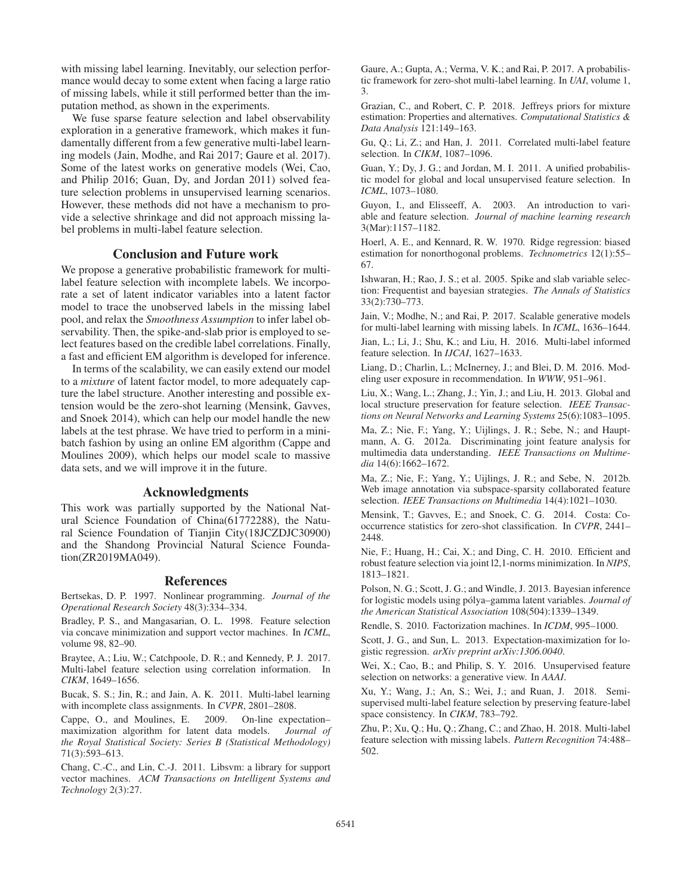with missing label learning. Inevitably, our selection performance would decay to some extent when facing a large ratio of missing labels, while it still performed better than the imputation method, as shown in the experiments.

We fuse sparse feature selection and label observability exploration in a generative framework, which makes it fundamentally different from a few generative multi-label learning models (Jain, Modhe, and Rai 2017; Gaure et al. 2017). Some of the latest works on generative models (Wei, Cao, and Philip 2016; Guan, Dy, and Jordan 2011) solved feature selection problems in unsupervised learning scenarios. However, these methods did not have a mechanism to provide a selective shrinkage and did not approach missing label problems in multi-label feature selection.

## Conclusion and Future work

We propose a generative probabilistic framework for multi-label feature selection with incomplete labels. We incorporate a set of latent indicator variables into a latent factor model to trace the unobserved labels in the missing label pool, and relax the *Smoothness Assumption* to infer label observability. Then, the spike-and-slab prior is employed to select features based on the credible label correlations. Finally, a fast and efficient EM algorithm is developed for inference.

In terms of the scalability, we can easily extend our model to a *mixture* of latent factor model, to more adequately capture the label structure. Another interesting and possible extension would be the zero-shot learning (Mensink, Gavves, and Snoek 2014), which can help our model handle the new labels at the test phrase. We have tried to perform in a mini-batch fashion by using an online EM algorithm (Cappe and Moulines 2009), which helps our model scale to massive data sets, and we will improve it in the future.

## Acknowledgments

This work was partially supported by the National Natural Science Foundation of China(61772288), the Natural Science Foundation of Tianjin City(18JCZDJC30900) and the Shandong Provincial Natural Science Foundation(ZR2019MA049).

## References

Bertsekas, D. P. 1997. Nonlinear programming. *Journal of the Operational Research Society* 48(3):334–334.

Bradley, P. S., and Mangasarian, O. L. 1998. Feature selection via concave minimization and support vector machines. In *ICML*, volume 98, 82–90.

Braytee, A.; Liu, W.; Catchpoole, D. R.; and Kennedy, P. J. 2017. Multi-label feature selection using correlation information. In *CIKM*, 1649–1656.

Bucak, S. S.; Jin, R.; and Jain, A. K. 2011. Multi-label learning with incomplete class assignments. In *CVPR*, 2801–2808.

Cappe, O., and Moulines, E. 2009. On-line expectation–maximization algorithm for latent data models. *Journal of the Royal Statistical Society: Series B (Statistical Methodology)* 71(3):593–613.

Chang, C.-C., and Lin, C.-J. 2011. Libsvm: a library for support vector machines. *ACM Transactions on Intelligent Systems and Technology* 2(3):27.

Gaure, A.; Gupta, A.; Verma, V. K.; and Rai, P. 2017. A probabilistic framework for zero-shot multi-label learning. In *UAI*, volume 1, 3.

Grazian, C., and Robert, C. P. 2018. Jeffreys priors for mixture estimation: Properties and alternatives. *Computational Statistics & Data Analysis* 121:149–163.

Gu, Q.; Li, Z.; and Han, J. 2011. Correlated multi-label feature selection. In *CIKM*, 1087–1096.

Guan, Y.; Dy, J. G.; and Jordan, M. I. 2011. A unified probabilistic model for global and local unsupervised feature selection. In *ICML*, 1073–1080.

Guyon, I., and Elisseeff, A. 2003. An introduction to variable and feature selection. *Journal of machine learning research* 3(Mar):1157–1182.

Hoerl, A. E., and Kennard, R. W. 1970. Ridge regression: biased estimation for nonorthogonal problems. *Technometrics* 12(1):55–67.

Ishwaran, H.; Rao, J. S.; et al. 2005. Spike and slab variable selection: Frequentist and bayesian strategies. *The Annals of Statistics* 33(2):730–773.

Jain, V.; Modhe, N.; and Rai, P. 2017. Scalable generative models for multi-label learning with missing labels. In *ICML*, 1636–1644.

Jian, L.; Li, J.; Shu, K.; and Liu, H. 2016. Multi-label informed feature selection. In *IJCAI*, 1627–1633.

Liang, D.; Charlin, L.; McInerney, J.; and Blei, D. M. 2016. Modeling user exposure in recommendation. In *WWW*, 951–961.

Liu, X.; Wang, L.; Zhang, J.; Yin, J.; and Liu, H. 2013. Global and local structure preservation for feature selection. *IEEE Transactions on Neural Networks and Learning Systems* 25(6):1083–1095.

Ma, Z.; Nie, F.; Yang, Y.; Uijlings, J. R.; Sebe, N.; and Hauptmann, A. G. 2012a. Discriminating joint feature analysis for multimedia data understanding. *IEEE Transactions on Multimedia* 14(6):1662–1672.

Ma, Z.; Nie, F.; Yang, Y.; Uijlings, J. R.; and Sebe, N. 2012b. Web image annotation via subspace-sparsity collaborated feature selection. *IEEE Transactions on Multimedia* 14(4):1021–1030.

Mensink, T.; Gavves, E.; and Snoek, C. G. 2014. Costa: Co-occurrence statistics for zero-shot classification. In *CVPR*, 2441–2448.

Nie, F.; Huang, H.; Cai, X.; and Ding, C. H. 2010. Efficient and robust feature selection via joint l2,1-norms minimization. In *NIPS*, 1813–1821.

Polson, N. G.; Scott, J. G.; and Windle, J. 2013. Bayesian inference for logistic models using pólya–gamma latent variables. *Journal of the American Statistical Association* 108(504):1339–1349.

Rendle, S. 2010. Factorization machines. In *ICDM*, 995–1000.

Scott, J. G., and Sun, L. 2013. Expectation-maximization for logistic regression. *arXiv preprint arXiv:1306.0040*.

Wei, X.; Cao, B.; and Philip, S. Y. 2016. Unsupervised feature selection on networks: a generative view. In *AAAI*.

Xu, Y.; Wang, J.; An, S.; Wei, J.; and Ruan, J. 2018. Semi-supervised multi-label feature selection by preserving feature-label space consistency. In *CIKM*, 783–792.

Zhu, P.; Xu, Q.; Hu, Q.; Zhang, C.; and Zhao, H. 2018. Multi-label feature selection with missing labels. *Pattern Recognition* 74:488–502.